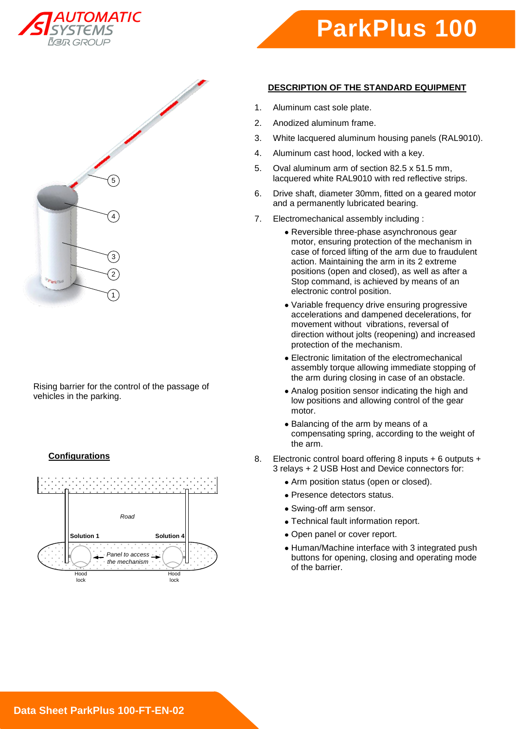# ParkPlus 100

Rising barrier for the control of the passage of vehicles in the parking.

## Configurations

Road

Solution 1 — Solution 4

Panel to access the mechanism

Hood lock — Hood lock

## DESCRIPTION OF THE STANDARD EQUIPMENT

1. Aluminum cast sole plate.
2. Anodized aluminum frame.
3. White lacquered aluminum housing panels (RAL9010).
4. Aluminum cast hood, locked with a key.
5. Oval aluminum arm of section 82.5 x 51.5 mm, lacquered white RAL9010 with red reflective strips.
6. Drive shaft, diameter 30mm, fitted on a geared motor and a permanently lubricated bearing.
7. Electromechanical assembly including :
   - Reversible three-phase asynchronous gear motor, ensuring protection of the mechanism in case of forced lifting of the arm due to fraudulent action. Maintaining the arm in its 2 extreme positions (open and closed), as well as after a Stop command, is achieved by means of an electronic control position.
   - Variable frequency drive ensuring progressive accelerations and dampened decelerations, for movement without vibrations, reversal of direction without jolts (reopening) and increased protection of the mechanism.
   - Electronic limitation of the electromechanical assembly torque allowing immediate stopping of the arm during closing in case of an obstacle.
   - Analog position sensor indicating the high and low positions and allowing control of the gear motor.
   - Balancing of the arm by means of a compensating spring, according to the weight of the arm.
8. Electronic control board offering 8 inputs + 6 outputs + 3 relays + 2 USB Host and Device connectors for:
   - Arm position status (open or closed).
   - Presence detectors status.
   - Swing-off arm sensor.
   - Technical fault information report.
   - Open panel or cover report.
   - Human/Machine interface with 3 integrated push buttons for opening, closing and operating mode of the barrier.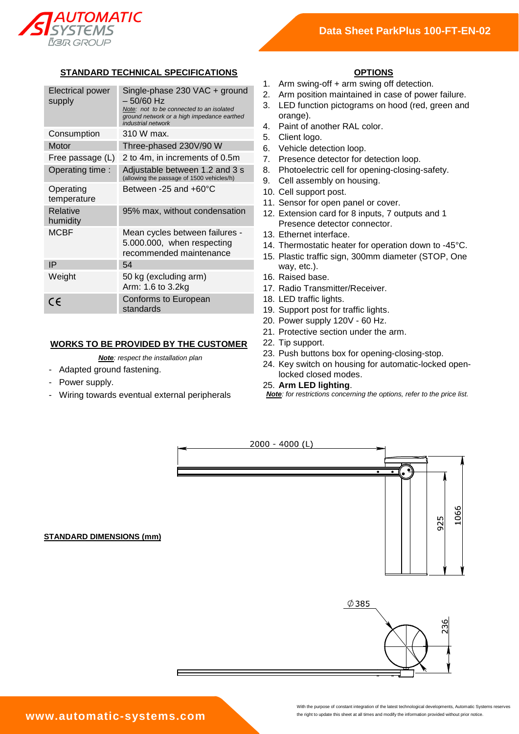Data Sheet ParkPlus 100-FT-EN-02

## STANDARD TECHNICAL SPECIFICATIONS

| | |
|---|---|
| Electrical power supply | Single-phase 230 VAC + ground – 50/60 Hz *Note: not to be connected to an isolated ground network or a high impedance earthed industrial network* |
| Consumption | 310 W max. |
| Motor | Three-phased 230V/90 W |
| Free passage (L) | 2 to 4m, in increments of 0.5m |
| Operating time : | Adjustable between 1.2 and 3 s (allowing the passage of 1500 vehicles/h) |
| Operating temperature | Between -25 and +60°C |
| Relative humidity | 95% max, without condensation |
| MCBF | Mean cycles between failures - 5.000.000, when respecting recommended maintenance |
| IP | 54 |
| Weight | 50 kg (excluding arm) Arm: 1.6 to 3.2kg |
| CE | Conforms to European standards |

## WORKS TO BE PROVIDED BY THE CUSTOMER

***Note**: respect the installation plan*

- Adapted ground fastening.
- Power supply.
- Wiring towards eventual external peripherals

## OPTIONS

1. Arm swing-off + arm swing off detection.
2. Arm position maintained in case of power failure.
3. LED function pictograms on hood (red, green and orange).
4. Paint of another RAL color.
5. Client logo.
6. Vehicle detection loop.
7. Presence detector for detection loop.
8. Photoelectric cell for opening-closing-safety.
9. Cell assembly on housing.
10. Cell support post.
11. Sensor for open panel or cover.
12. Extension card for 8 inputs, 7 outputs and 1 Presence detector connector.
13. Ethernet interface.
14. Thermostatic heater for operation down to -45°C.
15. Plastic traffic sign, 300mm diameter (STOP, One way, etc.).
16. Raised base.
17. Radio Transmitter/Receiver.
18. LED traffic lights.
19. Support post for traffic lights.
20. Power supply 120V - 60 Hz.
21. Protective section under the arm.
22. Tip support.
23. Push buttons box for opening-closing-stop.
24. Key switch on housing for automatic-locked open-locked closed modes.
25. **Arm LED lighting**.

***Note**: for restrictions concerning the options, refer to the price list.*

## STANDARD DIMENSIONS (mm)

2000 - 4000 (L)

925

1066

Ø385

236

With the purpose of constant integration of the latest technological developments, Automatic Systems reserves the right to update this sheet at all times and modify the information provided without prior notice.